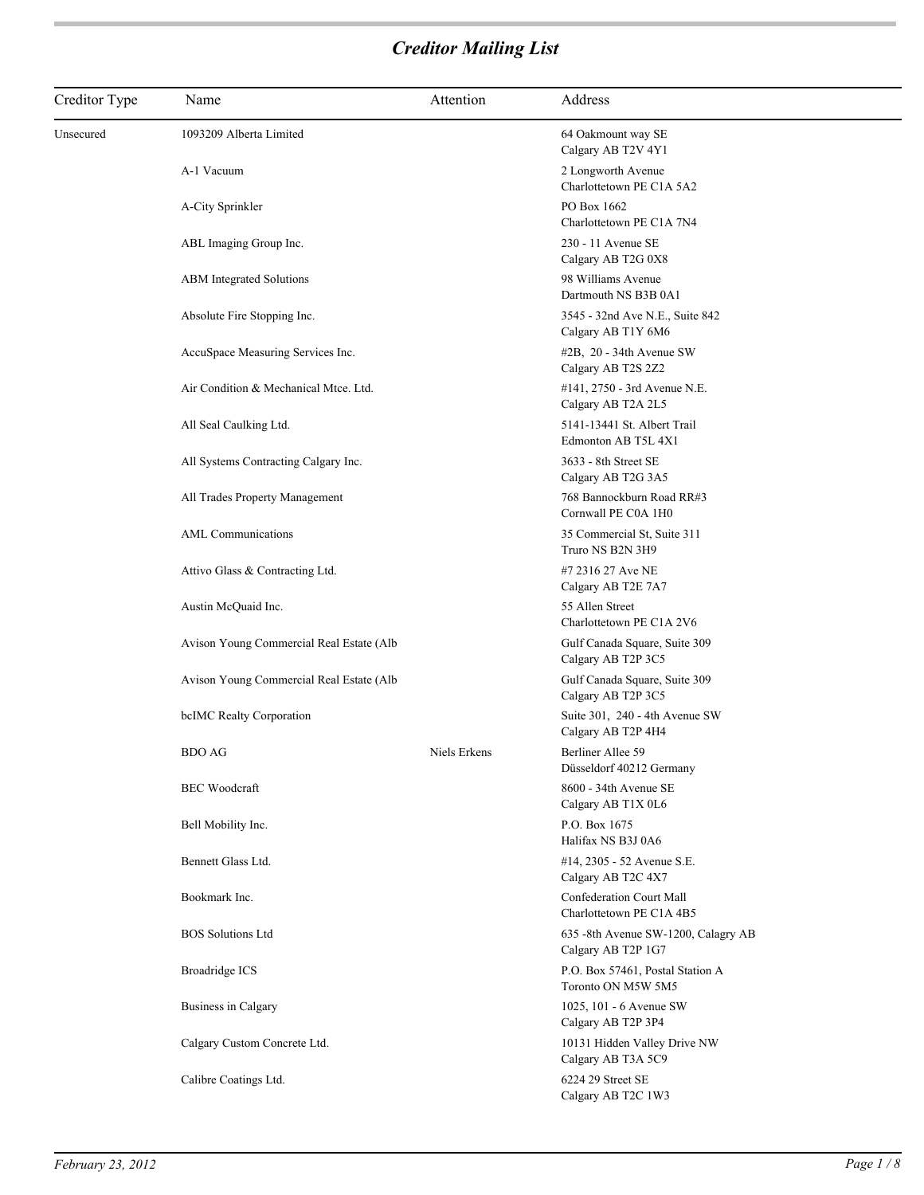# Creditor Mailing List

| Creditor Type | Name | Attention | Address |
|---|---|---|---|
| Unsecured | 1093209 Alberta Limited | | 64 Oakmount way SE<br>Calgary AB T2V 4Y1 |
| | A-1 Vacuum | | 2 Longworth Avenue<br>Charlottetown PE C1A 5A2 |
| | A-City Sprinkler | | PO Box 1662<br>Charlottetown PE C1A 7N4 |
| | ABL Imaging Group Inc. | | 230 - 11 Avenue SE<br>Calgary AB T2G 0X8 |
| | ABM Integrated Solutions | | 98 Williams Avenue<br>Dartmouth NS B3B 0A1 |
| | Absolute Fire Stopping Inc. | | 3545 - 32nd Ave N.E., Suite 842<br>Calgary AB T1Y 6M6 |
| | AccuSpace Measuring Services Inc. | | #2B, 20 - 34th Avenue SW<br>Calgary AB T2S 2Z2 |
| | Air Condition & Mechanical Mtce. Ltd. | | #141, 2750 - 3rd Avenue N.E.<br>Calgary AB T2A 2L5 |
| | All Seal Caulking Ltd. | | 5141-13441 St. Albert Trail<br>Edmonton AB T5L 4X1 |
| | All Systems Contracting Calgary Inc. | | 3633 - 8th Street SE<br>Calgary AB T2G 3A5 |
| | All Trades Property Management | | 768 Bannockburn Road RR#3<br>Cornwall PE C0A 1H0 |
| | AML Communications | | 35 Commercial St, Suite 311<br>Truro NS B2N 3H9 |
| | Attivo Glass & Contracting Ltd. | | #7 2316 27 Ave NE<br>Calgary AB T2E 7A7 |
| | Austin McQuaid Inc. | | 55 Allen Street<br>Charlottetown PE C1A 2V6 |
| | Avison Young Commercial Real Estate (Alb | | Gulf Canada Square, Suite 309<br>Calgary AB T2P 3C5 |
| | Avison Young Commercial Real Estate (Alb | | Gulf Canada Square, Suite 309<br>Calgary AB T2P 3C5 |
| | bcIMC Realty Corporation | | Suite 301, 240 - 4th Avenue SW<br>Calgary AB T2P 4H4 |
| | BDO AG | Niels Erkens | Berliner Allee 59<br>Düsseldorf 40212 Germany |
| | BEC Woodcraft | | 8600 - 34th Avenue SE<br>Calgary AB T1X 0L6 |
| | Bell Mobility Inc. | | P.O. Box 1675<br>Halifax NS B3J 0A6 |
| | Bennett Glass Ltd. | | #14, 2305 - 52 Avenue S.E.<br>Calgary AB T2C 4X7 |
| | Bookmark Inc. | | Confederation Court Mall<br>Charlottetown PE C1A 4B5 |
| | BOS Solutions Ltd | | 635 -8th Avenue SW-1200, Calagry AB<br>Calgary AB T2P 1G7 |
| | Broadridge ICS | | P.O. Box 57461, Postal Station A<br>Toronto ON M5W 5M5 |
| | Business in Calgary | | 1025, 101 - 6 Avenue SW<br>Calgary AB T2P 3P4 |
| | Calgary Custom Concrete Ltd. | | 10131 Hidden Valley Drive NW<br>Calgary AB T3A 5C9 |
| | Calibre Coatings Ltd. | | 6224 29 Street SE<br>Calgary AB T2C 1W3 |

February 23, 2012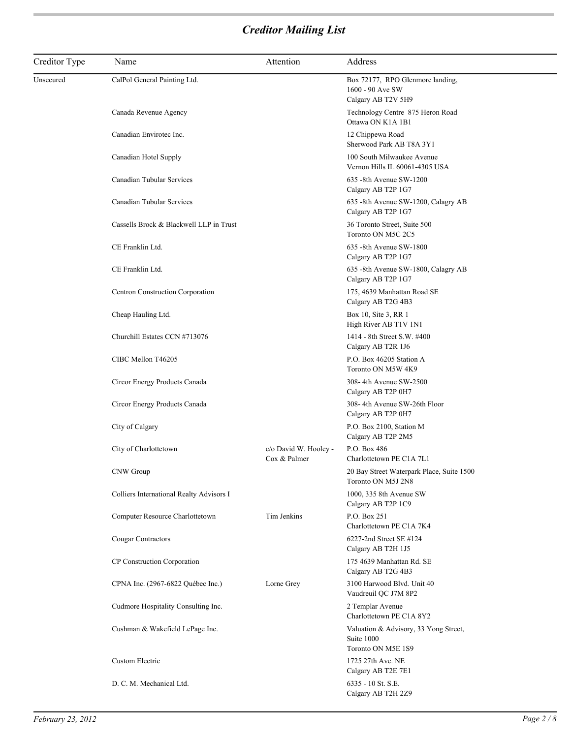## Creditor Mailing List

| Creditor Type | Name | Attention | Address |
|---|---|---|---|
| Unsecured | CalPol General Painting Ltd. | | Box 72177, RPO Glenmore landing, 1600 - 90 Ave SW Calgary AB T2V 5H9 |
| | Canada Revenue Agency | | Technology Centre 875 Heron Road Ottawa ON K1A 1B1 |
| | Canadian Envirotec Inc. | | 12 Chippewa Road Sherwood Park AB T8A 3Y1 |
| | Canadian Hotel Supply | | 100 South Milwaukee Avenue Vernon Hills IL 60061-4305 USA |
| | Canadian Tubular Services | | 635 -8th Avenue SW-1200 Calgary AB T2P 1G7 |
| | Canadian Tubular Services | | 635 -8th Avenue SW-1200, Calagry AB Calgary AB T2P 1G7 |
| | Cassells Brock & Blackwell LLP in Trust | | 36 Toronto Street, Suite 500 Toronto ON M5C 2C5 |
| | CE Franklin Ltd. | | 635 -8th Avenue SW-1800 Calgary AB T2P 1G7 |
| | CE Franklin Ltd. | | 635 -8th Avenue SW-1800, Calagry AB Calgary AB T2P 1G7 |
| | Centron Construction Corporation | | 175, 4639 Manhattan Road SE Calgary AB T2G 4B3 |
| | Cheap Hauling Ltd. | | Box 10, Site 3, RR 1 High River AB T1V 1N1 |
| | Churchill Estates CCN #713076 | | 1414 - 8th Street S.W. #400 Calgary AB T2R 1J6 |
| | CIBC Mellon T46205 | | P.O. Box 46205 Station A Toronto ON M5W 4K9 |
| | Circor Energy Products Canada | | 308- 4th Avenue SW-2500 Calgary AB T2P 0H7 |
| | Circor Energy Products Canada | | 308- 4th Avenue SW-26th Floor Calgary AB T2P 0H7 |
| | City of Calgary | | P.O. Box 2100, Station M Calgary AB T2P 2M5 |
| | City of Charlottetown | c/o David W. Hooley - Cox & Palmer | P.O. Box 486 Charlottetown PE C1A 7L1 |
| | CNW Group | | 20 Bay Street Waterpark Place, Suite 1500 Toronto ON M5J 2N8 |
| | Colliers International Realty Advisors I | | 1000, 335 8th Avenue SW Calgary AB T2P 1C9 |
| | Computer Resource Charlottetown | Tim Jenkins | P.O. Box 251 Charlottetown PE C1A 7K4 |
| | Cougar Contractors | | 6227-2nd Street SE #124 Calgary AB T2H 1J5 |
| | CP Construction Corporation | | 175 4639 Manhattan Rd. SE Calgary AB T2G 4B3 |
| | CPNA Inc. (2967-6822 Québec Inc.) | Lorne Grey | 3100 Harwood Blvd. Unit 40 Vaudreuil QC J7M 8P2 |
| | Cudmore Hospitality Consulting Inc. | | 2 Templar Avenue Charlottetown PE C1A 8Y2 |
| | Cushman & Wakefield LePage Inc. | | Valuation & Advisory, 33 Yong Street, Suite 1000 Toronto ON M5E 1S9 |
| | Custom Electric | | 1725 27th Ave. NE Calgary AB T2E 7E1 |
| | D. C. M. Mechanical Ltd. | | 6335 - 10 St. S.E. Calgary AB T2H 2Z9 |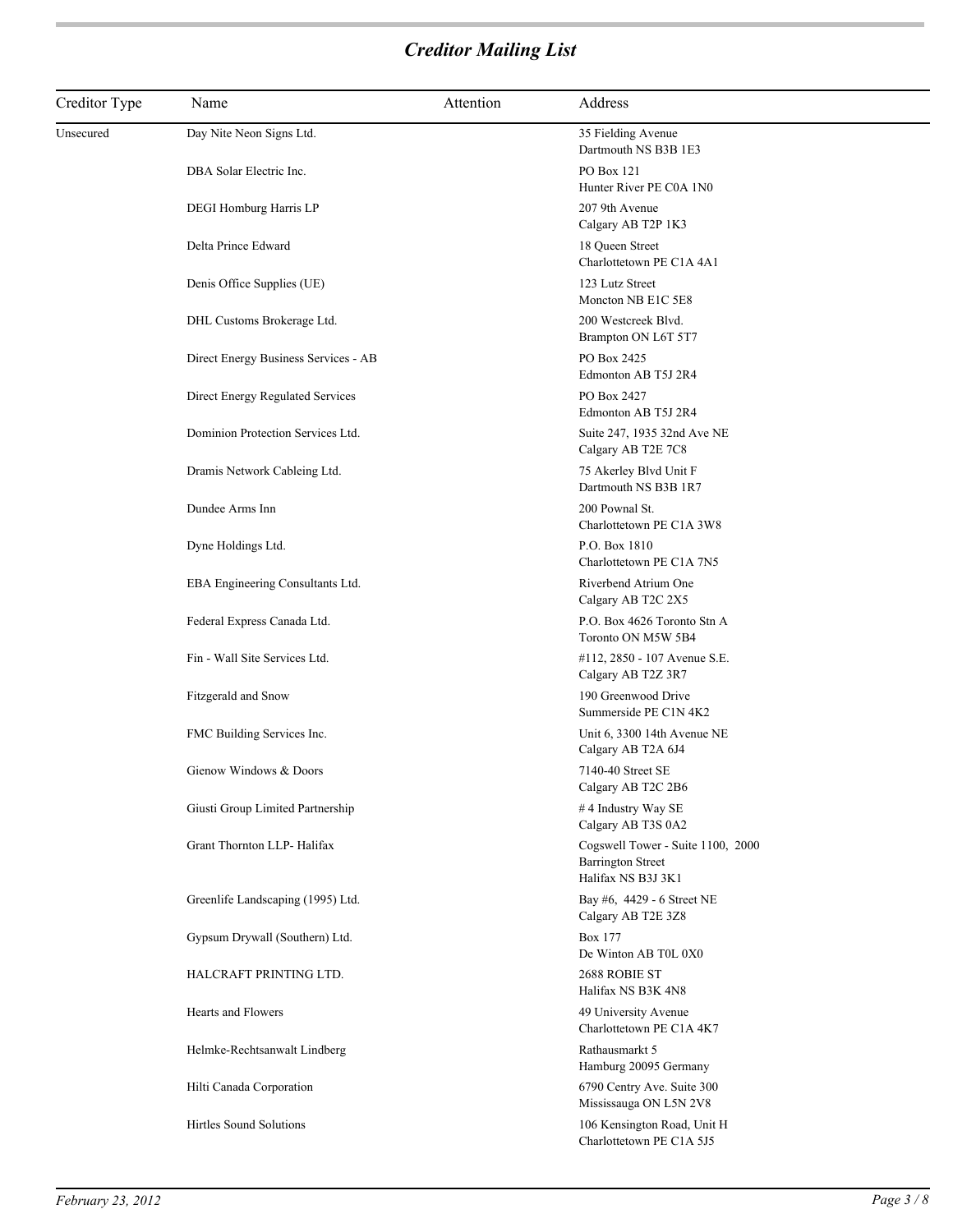## Creditor Mailing List

| Creditor Type | Name | Attention | Address |
|---|---|---|---|
| Unsecured | Day Nite Neon Signs Ltd. | | 35 Fielding Avenue<br>Dartmouth NS B3B 1E3 |
| | DBA Solar Electric Inc. | | PO Box 121<br>Hunter River PE C0A 1N0 |
| | DEGI Homburg Harris LP | | 207 9th Avenue<br>Calgary AB T2P 1K3 |
| | Delta Prince Edward | | 18 Queen Street<br>Charlottetown PE C1A 4A1 |
| | Denis Office Supplies (UE) | | 123 Lutz Street<br>Moncton NB E1C 5E8 |
| | DHL Customs Brokerage Ltd. | | 200 Westcreek Blvd.<br>Brampton ON L6T 5T7 |
| | Direct Energy Business Services - AB | | PO Box 2425<br>Edmonton AB T5J 2R4 |
| | Direct Energy Regulated Services | | PO Box 2427<br>Edmonton AB T5J 2R4 |
| | Dominion Protection Services Ltd. | | Suite 247, 1935 32nd Ave NE<br>Calgary AB T2E 7C8 |
| | Dramis Network Cableing Ltd. | | 75 Akerley Blvd Unit F<br>Dartmouth NS B3B 1R7 |
| | Dundee Arms Inn | | 200 Pownal St.<br>Charlottetown PE C1A 3W8 |
| | Dyne Holdings Ltd. | | P.O. Box 1810<br>Charlottetown PE C1A 7N5 |
| | EBA Engineering Consultants Ltd. | | Riverbend Atrium One<br>Calgary AB T2C 2X5 |
| | Federal Express Canada Ltd. | | P.O. Box 4626 Toronto Stn A<br>Toronto ON M5W 5B4 |
| | Fin - Wall Site Services Ltd. | | #112, 2850 - 107 Avenue S.E.<br>Calgary AB T2Z 3R7 |
| | Fitzgerald and Snow | | 190 Greenwood Drive<br>Summerside PE C1N 4K2 |
| | FMC Building Services Inc. | | Unit 6, 3300 14th Avenue NE<br>Calgary AB T2A 6J4 |
| | Gienow Windows & Doors | | 7140-40 Street SE<br>Calgary AB T2C 2B6 |
| | Giusti Group Limited Partnership | | # 4 Industry Way SE<br>Calgary AB T3S 0A2 |
| | Grant Thornton LLP- Halifax | | Cogswell Tower - Suite 1100, 2000 Barrington Street<br>Halifax NS B3J 3K1 |
| | Greenlife Landscaping (1995) Ltd. | | Bay #6, 4429 - 6 Street NE<br>Calgary AB T2E 3Z8 |
| | Gypsum Drywall (Southern) Ltd. | | Box 177<br>De Winton AB T0L 0X0 |
| | HALCRAFT PRINTING LTD. | | 2688 ROBIE ST<br>Halifax NS B3K 4N8 |
| | Hearts and Flowers | | 49 University Avenue<br>Charlottetown PE C1A 4K7 |
| | Helmke-Rechtsanwalt Lindberg | | Rathausmarkt 5<br>Hamburg 20095 Germany |
| | Hilti Canada Corporation | | 6790 Centry Ave. Suite 300<br>Mississauga ON L5N 2V8 |
| | Hirtles Sound Solutions | | 106 Kensington Road, Unit H<br>Charlottetown PE C1A 5J5 |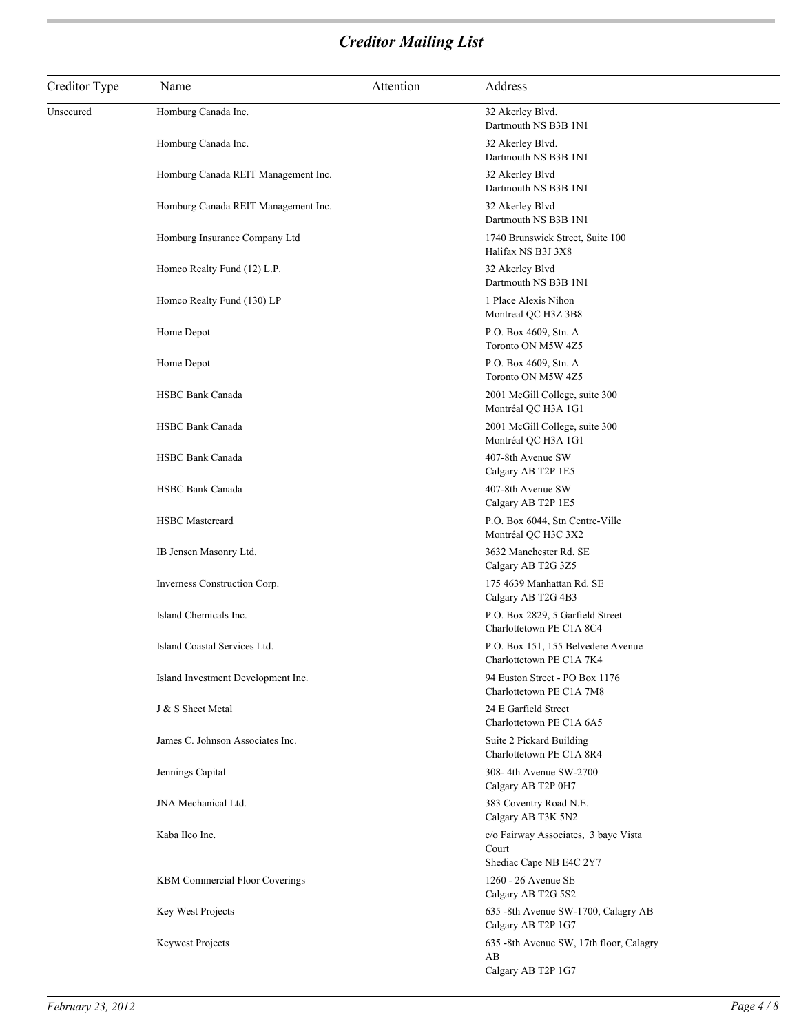# *Creditor Mailing List*

| Creditor Type | Name | Attention | Address |
| --- | --- | --- | --- |
| Unsecured | Homburg Canada Inc. | | 32 Akerley Blvd.<br>Dartmouth NS B3B 1N1 |
| | Homburg Canada Inc. | | 32 Akerley Blvd.<br>Dartmouth NS B3B 1N1 |
| | Homburg Canada REIT Management Inc. | | 32 Akerley Blvd<br>Dartmouth NS B3B 1N1 |
| | Homburg Canada REIT Management Inc. | | 32 Akerley Blvd<br>Dartmouth NS B3B 1N1 |
| | Homburg Insurance Company Ltd | | 1740 Brunswick Street, Suite 100<br>Halifax NS B3J 3X8 |
| | Homco Realty Fund (12) L.P. | | 32 Akerley Blvd<br>Dartmouth NS B3B 1N1 |
| | Homco Realty Fund (130) LP | | 1 Place Alexis Nihon<br>Montreal QC H3Z 3B8 |
| | Home Depot | | P.O. Box 4609, Stn. A<br>Toronto ON M5W 4Z5 |
| | Home Depot | | P.O. Box 4609, Stn. A<br>Toronto ON M5W 4Z5 |
| | HSBC Bank Canada | | 2001 McGill College, suite 300<br>Montréal QC H3A 1G1 |
| | HSBC Bank Canada | | 2001 McGill College, suite 300<br>Montréal QC H3A 1G1 |
| | HSBC Bank Canada | | 407-8th Avenue SW<br>Calgary AB T2P 1E5 |
| | HSBC Bank Canada | | 407-8th Avenue SW<br>Calgary AB T2P 1E5 |
| | HSBC Mastercard | | P.O. Box 6044, Stn Centre-Ville<br>Montréal QC H3C 3X2 |
| | IB Jensen Masonry Ltd. | | 3632 Manchester Rd. SE<br>Calgary AB T2G 3Z5 |
| | Inverness Construction Corp. | | 175 4639 Manhattan Rd. SE<br>Calgary AB T2G 4B3 |
| | Island Chemicals Inc. | | P.O. Box 2829, 5 Garfield Street<br>Charlottetown PE C1A 8C4 |
| | Island Coastal Services Ltd. | | P.O. Box 151, 155 Belvedere Avenue<br>Charlottetown PE C1A 7K4 |
| | Island Investment Development Inc. | | 94 Euston Street - PO Box 1176<br>Charlottetown PE C1A 7M8 |
| | J & S Sheet Metal | | 24 E Garfield Street<br>Charlottetown PE C1A 6A5 |
| | James C. Johnson Associates Inc. | | Suite 2 Pickard Building<br>Charlottetown PE C1A 8R4 |
| | Jennings Capital | | 308- 4th Avenue SW-2700<br>Calgary AB T2P 0H7 |
| | JNA Mechanical Ltd. | | 383 Coventry Road N.E.<br>Calgary AB T3K 5N2 |
| | Kaba Ilco Inc. | | c/o Fairway Associates, 3 baye Vista Court<br>Shediac Cape NB E4C 2Y7 |
| | KBM Commercial Floor Coverings | | 1260 - 26 Avenue SE<br>Calgary AB T2G 5S2 |
| | Key West Projects | | 635 -8th Avenue SW-1700, Calagry AB<br>Calgary AB T2P 1G7 |
| | Keywest Projects | | 635 -8th Avenue SW, 17th floor, Calagry AB<br>Calgary AB T2P 1G7 |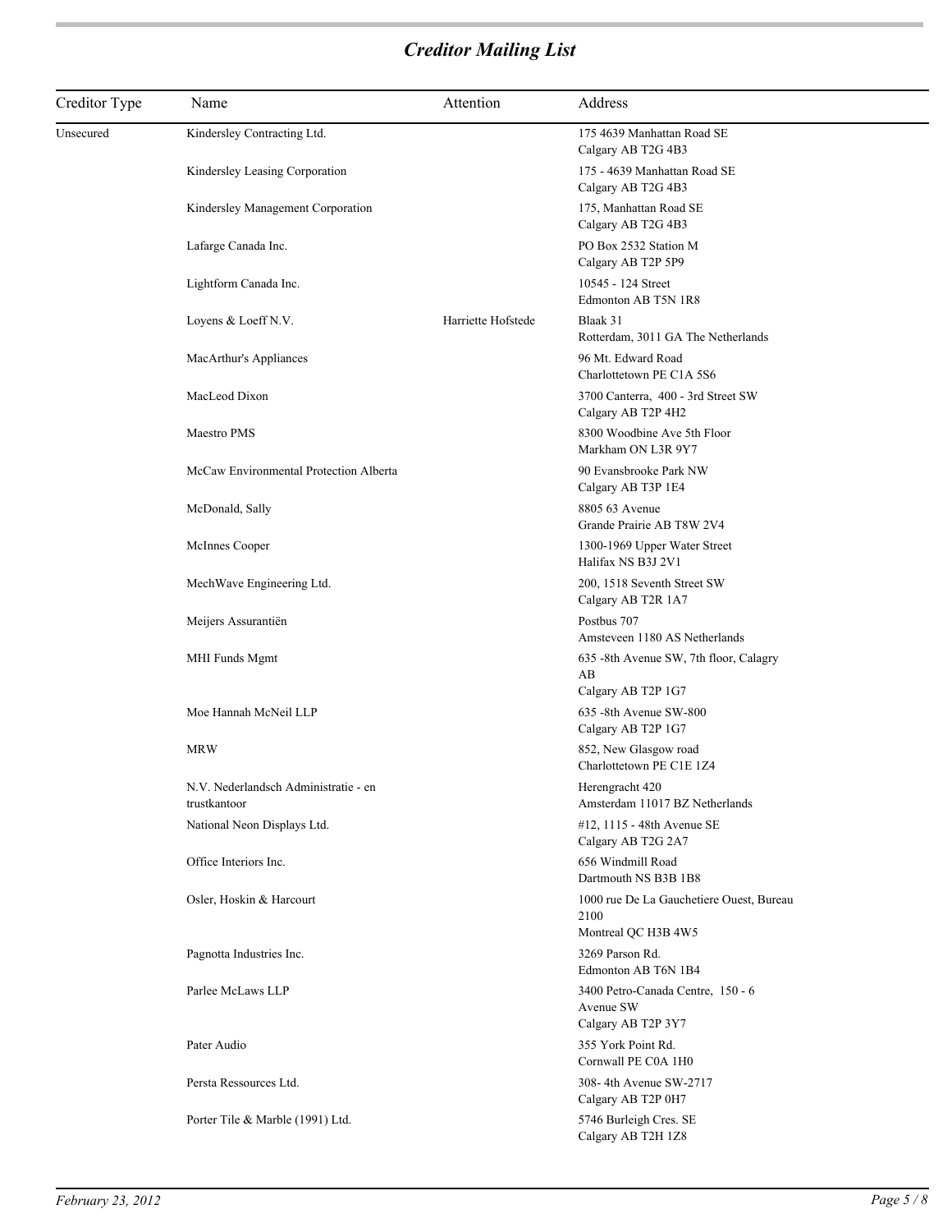## Creditor Mailing List

| Creditor Type | Name | Attention | Address |
|---|---|---|---|
| Unsecured | Kindersley Contracting Ltd. | | 175 4639 Manhattan Road SE<br>Calgary AB T2G 4B3 |
| | Kindersley Leasing Corporation | | 175 - 4639 Manhattan Road SE<br>Calgary AB T2G 4B3 |
| | Kindersley Management Corporation | | 175, Manhattan Road SE<br>Calgary AB T2G 4B3 |
| | Lafarge Canada Inc. | | PO Box 2532 Station M<br>Calgary AB T2P 5P9 |
| | Lightform Canada Inc. | | 10545 - 124 Street<br>Edmonton AB T5N 1R8 |
| | Loyens & Loeff N.V. | Harriette Hofstede | Blaak 31<br>Rotterdam, 3011 GA The Netherlands |
| | MacArthur's Appliances | | 96 Mt. Edward Road<br>Charlottetown PE C1A 5S6 |
| | MacLeod Dixon | | 3700 Canterra, 400 - 3rd Street SW<br>Calgary AB T2P 4H2 |
| | Maestro PMS | | 8300 Woodbine Ave 5th Floor<br>Markham ON L3R 9Y7 |
| | McCaw Environmental Protection Alberta | | 90 Evansbrooke Park NW<br>Calgary AB T3P 1E4 |
| | McDonald, Sally | | 8805 63 Avenue<br>Grande Prairie AB T8W 2V4 |
| | McInnes Cooper | | 1300-1969 Upper Water Street<br>Halifax NS B3J 2V1 |
| | MechWave Engineering Ltd. | | 200, 1518 Seventh Street SW<br>Calgary AB T2R 1A7 |
| | Meijers Assurantiën | | Postbus 707<br>Amsteveen 1180 AS Netherlands |
| | MHI Funds Mgmt | | 635 -8th Avenue SW, 7th floor, Calagry AB<br>Calgary AB T2P 1G7 |
| | Moe Hannah McNeil LLP | | 635 -8th Avenue SW-800<br>Calgary AB T2P 1G7 |
| | MRW | | 852, New Glasgow road<br>Charlottetown PE C1E 1Z4 |
| | N.V. Nederlandsch Administratie - en trustkantoor | | Herengracht 420<br>Amsterdam 11017 BZ Netherlands |
| | National Neon Displays Ltd. | | #12, 1115 - 48th Avenue SE<br>Calgary AB T2G 2A7 |
| | Office Interiors Inc. | | 656 Windmill Road<br>Dartmouth NS B3B 1B8 |
| | Osler, Hoskin & Harcourt | | 1000 rue De La Gauchetiere Ouest, Bureau 2100<br>Montreal QC H3B 4W5 |
| | Pagnotta Industries Inc. | | 3269 Parson Rd.<br>Edmonton AB T6N 1B4 |
| | Parlee McLaws LLP | | 3400 Petro-Canada Centre, 150 - 6 Avenue SW<br>Calgary AB T2P 3Y7 |
| | Pater Audio | | 355 York Point Rd.<br>Cornwall PE C0A 1H0 |
| | Persta Ressources Ltd. | | 308- 4th Avenue SW-2717<br>Calgary AB T2P 0H7 |
| | Porter Tile & Marble (1991) Ltd. | | 5746 Burleigh Cres. SE<br>Calgary AB T2H 1Z8 |

February 23, 2012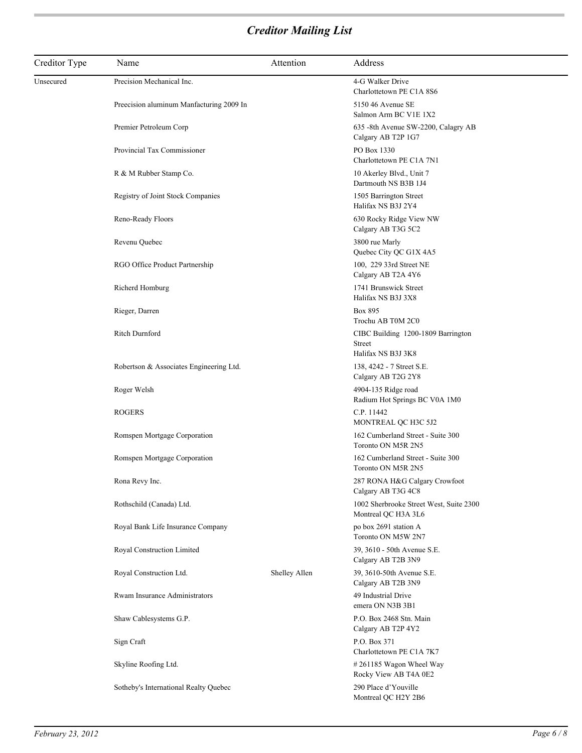# Creditor Mailing List

| Creditor Type | Name | Attention | Address |
| --- | --- | --- | --- |
| Unsecured | Precision Mechanical Inc. | | 4-G Walker Drive<br>Charlottetown PE C1A 8S6 |
| | Preecision aluminum Manfacturing 2009 In | | 5150 46 Avenue SE<br>Salmon Arm BC V1E 1X2 |
| | Premier Petroleum Corp | | 635 -8th Avenue SW-2200, Calagry AB<br>Calgary AB T2P 1G7 |
| | Provincial Tax Commissioner | | PO Box 1330<br>Charlottetown PE C1A 7N1 |
| | R & M Rubber Stamp Co. | | 10 Akerley Blvd., Unit 7<br>Dartmouth NS B3B 1J4 |
| | Registry of Joint Stock Companies | | 1505 Barrington Street<br>Halifax NS B3J 2Y4 |
| | Reno-Ready Floors | | 630 Rocky Ridge View NW<br>Calgary AB T3G 5C2 |
| | Revenu Quebec | | 3800 rue Marly<br>Quebec City QC G1X 4A5 |
| | RGO Office Product Partnership | | 100, 229 33rd Street NE<br>Calgary AB T2A 4Y6 |
| | Richerd Homburg | | 1741 Brunswick Street<br>Halifax NS B3J 3X8 |
| | Rieger, Darren | | Box 895<br>Trochu AB T0M 2C0 |
| | Ritch Durnford | | CIBC Building 1200-1809 Barrington Street<br>Halifax NS B3J 3K8 |
| | Robertson & Associates Engineering Ltd. | | 138, 4242 - 7 Street S.E.<br>Calgary AB T2G 2Y8 |
| | Roger Welsh | | 4904-135 Ridge road<br>Radium Hot Springs BC V0A 1M0 |
| | ROGERS | | C.P. 11442<br>MONTREAL QC H3C 5J2 |
| | Romspen Mortgage Corporation | | 162 Cumberland Street - Suite 300<br>Toronto ON M5R 2N5 |
| | Romspen Mortgage Corporation | | 162 Cumberland Street - Suite 300<br>Toronto ON M5R 2N5 |
| | Rona Revy Inc. | | 287 RONA H&G Calgary Crowfoot<br>Calgary AB T3G 4C8 |
| | Rothschild (Canada) Ltd. | | 1002 Sherbrooke Street West, Suite 2300<br>Montreal QC H3A 3L6 |
| | Royal Bank Life Insurance Company | | po box 2691 station A<br>Toronto ON M5W 2N7 |
| | Royal Construction Limited | | 39, 3610 - 50th Avenue S.E.<br>Calgary AB T2B 3N9 |
| | Royal Construction Ltd. | Shelley Allen | 39, 3610-50th Avenue S.E.<br>Calgary AB T2B 3N9 |
| | Rwam Insurance Administrators | | 49 Industrial Drive<br>emera ON N3B 3B1 |
| | Shaw Cablesystems G.P. | | P.O. Box 2468 Stn. Main<br>Calgary AB T2P 4Y2 |
| | Sign Craft | | P.O. Box 371<br>Charlottetown PE C1A 7K7 |
| | Skyline Roofing Ltd. | | # 261185 Wagon Wheel Way<br>Rocky View AB T4A 0E2 |
| | Sotheby's International Realty Quebec | | 290 Place d'Youville<br>Montreal QC H2Y 2B6 |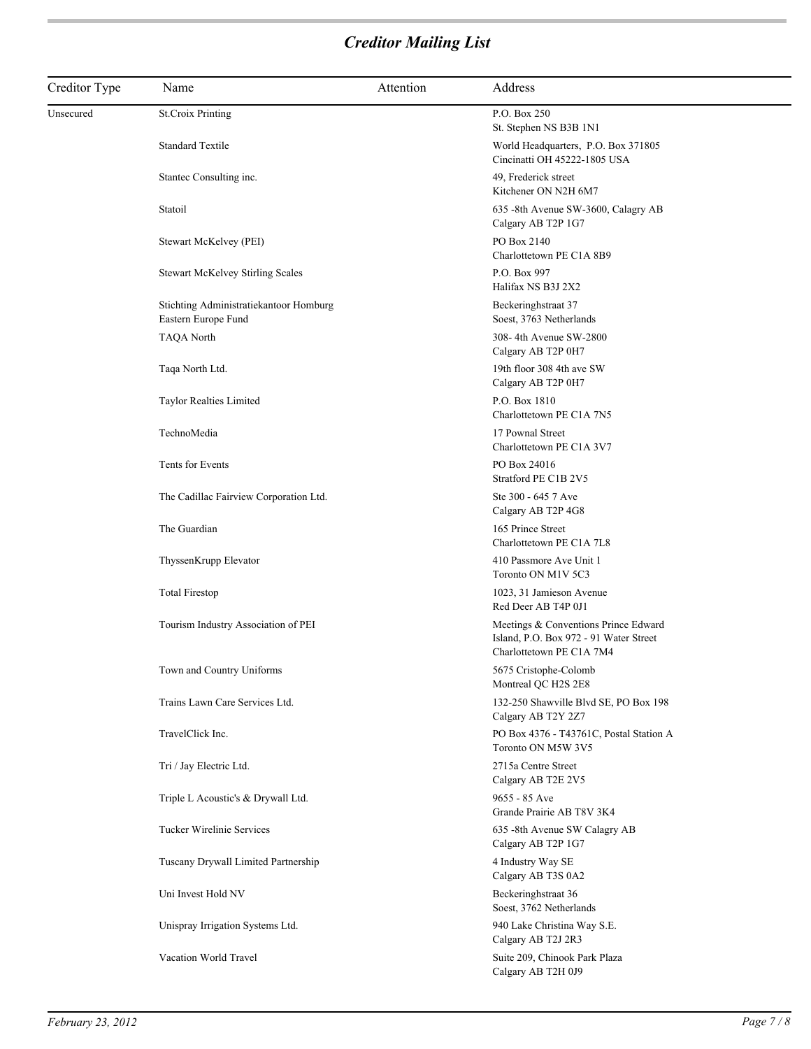## Creditor Mailing List

| Creditor Type | Name | Attention | Address |
|---|---|---|---|
| Unsecured | St.Croix Printing | | P.O. Box 250<br>St. Stephen NS B3B 1N1 |
| | Standard Textile | | World Headquarters, P.O. Box 371805<br>Cincinatti OH 45222-1805 USA |
| | Stantec Consulting inc. | | 49, Frederick street<br>Kitchener ON N2H 6M7 |
| | Statoil | | 635 -8th Avenue SW-3600, Calagry AB<br>Calgary AB T2P 1G7 |
| | Stewart McKelvey (PEI) | | PO Box 2140<br>Charlottetown PE C1A 8B9 |
| | Stewart McKelvey Stirling Scales | | P.O. Box 997<br>Halifax NS B3J 2X2 |
| | Stichting Administratiekantoor Homburg Eastern Europe Fund | | Beckeringhstraat 37<br>Soest, 3763 Netherlands |
| | TAQA North | | 308- 4th Avenue SW-2800<br>Calgary AB T2P 0H7 |
| | Taqa North Ltd. | | 19th floor 308 4th ave SW<br>Calgary AB T2P 0H7 |
| | Taylor Realties Limited | | P.O. Box 1810<br>Charlottetown PE C1A 7N5 |
| | TechnoMedia | | 17 Pownal Street<br>Charlottetown PE C1A 3V7 |
| | Tents for Events | | PO Box 24016<br>Stratford PE C1B 2V5 |
| | The Cadillac Fairview Corporation Ltd. | | Ste 300 - 645 7 Ave<br>Calgary AB T2P 4G8 |
| | The Guardian | | 165 Prince Street<br>Charlottetown PE C1A 7L8 |
| | ThyssenKrupp Elevator | | 410 Passmore Ave Unit 1<br>Toronto ON M1V 5C3 |
| | Total Firestop | | 1023, 31 Jamieson Avenue<br>Red Deer AB T4P 0J1 |
| | Tourism Industry Association of PEI | | Meetings & Conventions Prince Edward Island, P.O. Box 972 - 91 Water Street<br>Charlottetown PE C1A 7M4 |
| | Town and Country Uniforms | | 5675 Cristophe-Colomb<br>Montreal QC H2S 2E8 |
| | Trains Lawn Care Services Ltd. | | 132-250 Shawville Blvd SE, PO Box 198<br>Calgary AB T2Y 2Z7 |
| | TravelClick Inc. | | PO Box 4376 - T43761C, Postal Station A<br>Toronto ON M5W 3V5 |
| | Tri / Jay Electric Ltd. | | 2715a Centre Street<br>Calgary AB T2E 2V5 |
| | Triple L Acoustic's & Drywall Ltd. | | 9655 - 85 Ave<br>Grande Prairie AB T8V 3K4 |
| | Tucker Wirelinie Services | | 635 -8th Avenue SW Calagry AB<br>Calgary AB T2P 1G7 |
| | Tuscany Drywall Limited Partnership | | 4 Industry Way SE<br>Calgary AB T3S 0A2 |
| | Uni Invest Hold NV | | Beckeringhstraat 36<br>Soest, 3762 Netherlands |
| | Unispray Irrigation Systems Ltd. | | 940 Lake Christina Way S.E.<br>Calgary AB T2J 2R3 |
| | Vacation World Travel | | Suite 209, Chinook Park Plaza<br>Calgary AB T2H 0J9 |

*February 23, 2012*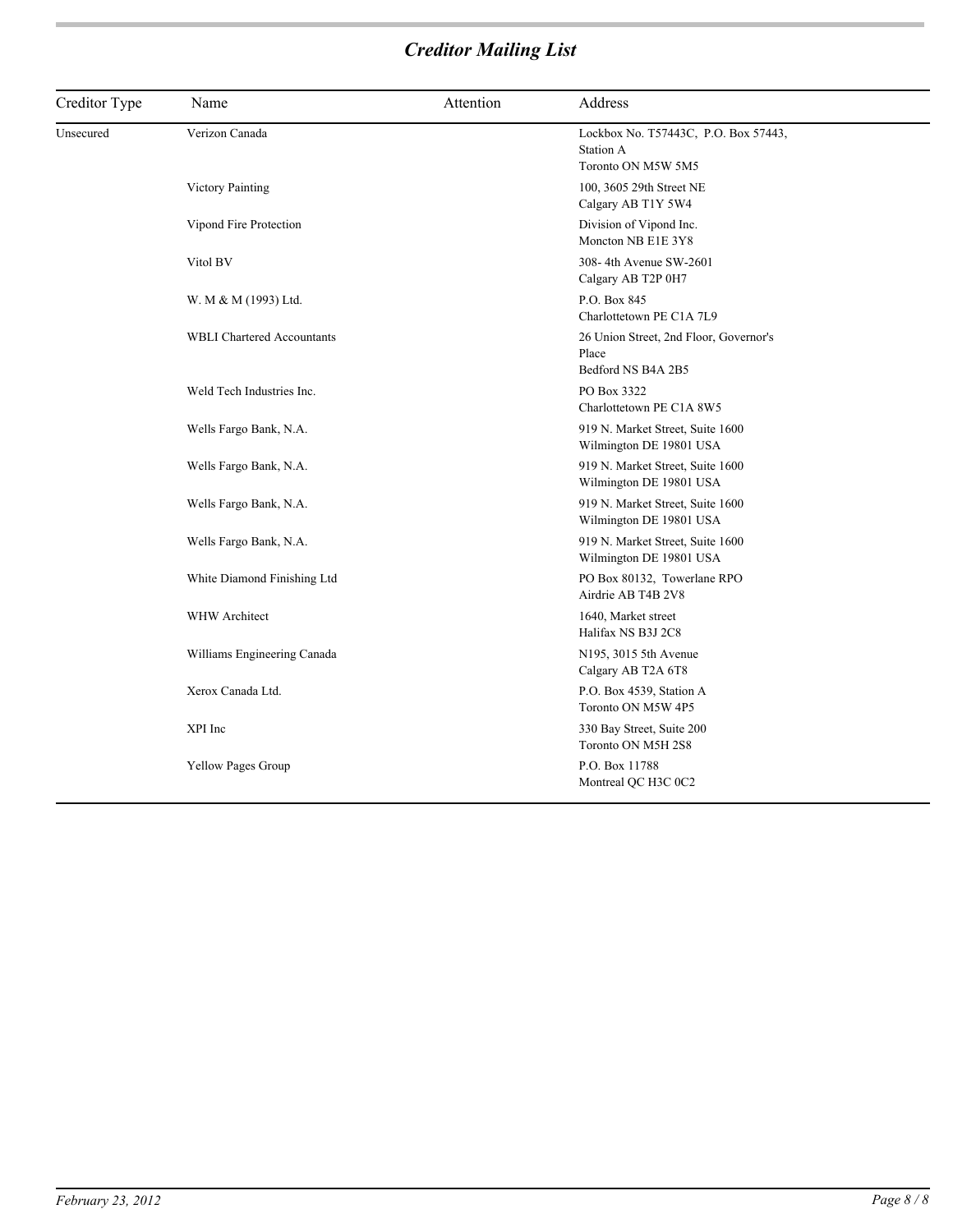## *Creditor Mailing List*

| Creditor Type | Name | Attention | Address |
| --- | --- | --- | --- |
| Unsecured | Verizon Canada | | Lockbox No. T57443C, P.O. Box 57443, Station A<br>Toronto ON M5W 5M5 |
| | Victory Painting | | 100, 3605 29th Street NE<br>Calgary AB T1Y 5W4 |
| | Vipond Fire Protection | | Division of Vipond Inc.<br>Moncton NB E1E 3Y8 |
| | Vitol BV | | 308- 4th Avenue SW-2601<br>Calgary AB T2P 0H7 |
| | W. M & M (1993) Ltd. | | P.O. Box 845<br>Charlottetown PE C1A 7L9 |
| | WBLI Chartered Accountants | | 26 Union Street, 2nd Floor, Governor's Place<br>Bedford NS B4A 2B5 |
| | Weld Tech Industries Inc. | | PO Box 3322<br>Charlottetown PE C1A 8W5 |
| | Wells Fargo Bank, N.A. | | 919 N. Market Street, Suite 1600<br>Wilmington DE 19801 USA |
| | Wells Fargo Bank, N.A. | | 919 N. Market Street, Suite 1600<br>Wilmington DE 19801 USA |
| | Wells Fargo Bank, N.A. | | 919 N. Market Street, Suite 1600<br>Wilmington DE 19801 USA |
| | Wells Fargo Bank, N.A. | | 919 N. Market Street, Suite 1600<br>Wilmington DE 19801 USA |
| | White Diamond Finishing Ltd | | PO Box 80132, Towerlane RPO<br>Airdrie AB T4B 2V8 |
| | WHW Architect | | 1640, Market street<br>Halifax NS B3J 2C8 |
| | Williams Engineering Canada | | N195, 3015 5th Avenue<br>Calgary AB T2A 6T8 |
| | Xerox Canada Ltd. | | P.O. Box 4539, Station A<br>Toronto ON M5W 4P5 |
| | XPI Inc | | 330 Bay Street, Suite 200<br>Toronto ON M5H 2S8 |
| | Yellow Pages Group | | P.O. Box 11788<br>Montreal QC H3C 0C2 |

*February 23, 2012*